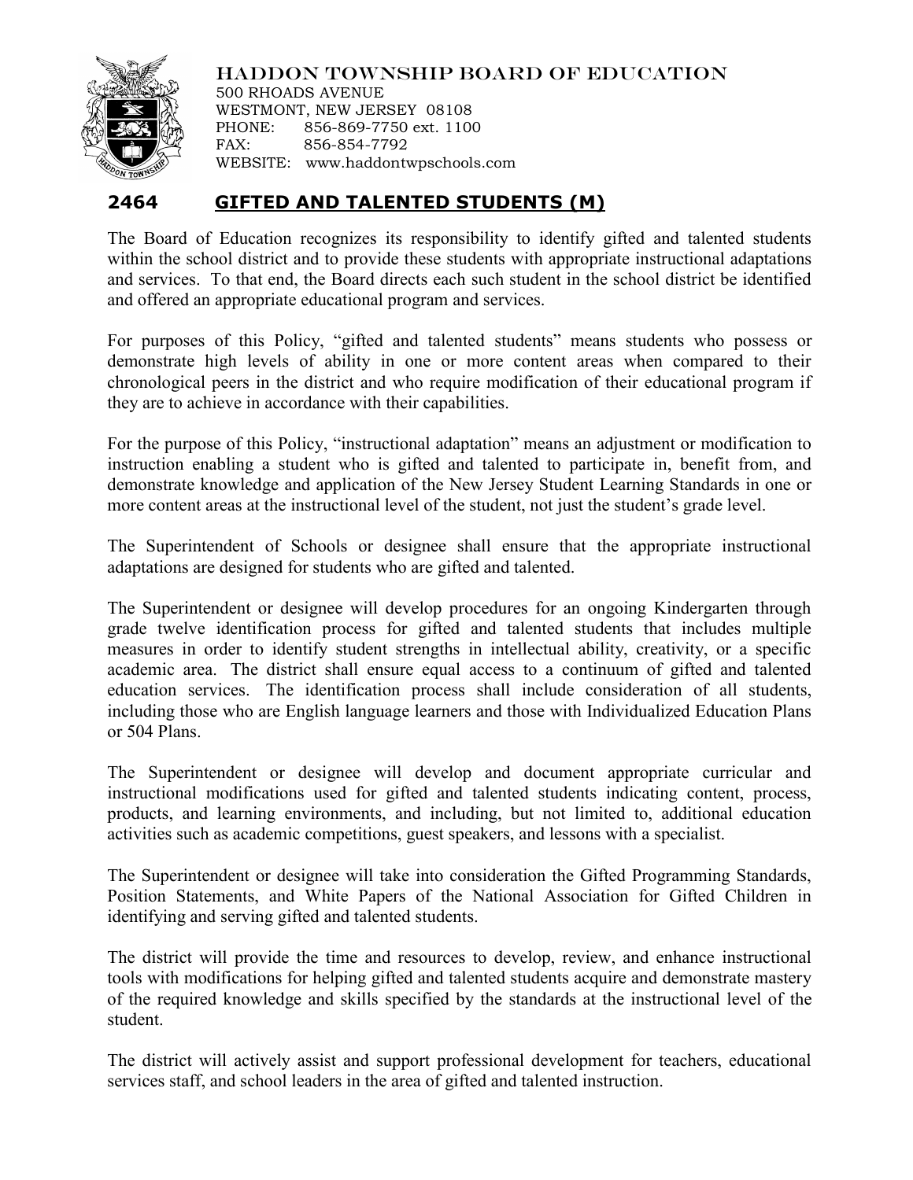HADDON TOWNSHIP BOARD OF EDUCATION
500 RHOADS AVENUE
WESTMONT, NEW JERSEY 08108
PHONE: 856-869-7750 ext. 1100
FAX: 856-854-7792
WEBSITE: www.haddontwpschools.com

## 2464 GIFTED AND TALENTED STUDENTS (M)

The Board of Education recognizes its responsibility to identify gifted and talented students within the school district and to provide these students with appropriate instructional adaptations and services. To that end, the Board directs each such student in the school district be identified and offered an appropriate educational program and services.

For purposes of this Policy, "gifted and talented students" means students who possess or demonstrate high levels of ability in one or more content areas when compared to their chronological peers in the district and who require modification of their educational program if they are to achieve in accordance with their capabilities.

For the purpose of this Policy, "instructional adaptation" means an adjustment or modification to instruction enabling a student who is gifted and talented to participate in, benefit from, and demonstrate knowledge and application of the New Jersey Student Learning Standards in one or more content areas at the instructional level of the student, not just the student's grade level.

The Superintendent of Schools or designee shall ensure that the appropriate instructional adaptations are designed for students who are gifted and talented.

The Superintendent or designee will develop procedures for an ongoing Kindergarten through grade twelve identification process for gifted and talented students that includes multiple measures in order to identify student strengths in intellectual ability, creativity, or a specific academic area. The district shall ensure equal access to a continuum of gifted and talented education services. The identification process shall include consideration of all students, including those who are English language learners and those with Individualized Education Plans or 504 Plans.

The Superintendent or designee will develop and document appropriate curricular and instructional modifications used for gifted and talented students indicating content, process, products, and learning environments, and including, but not limited to, additional education activities such as academic competitions, guest speakers, and lessons with a specialist.

The Superintendent or designee will take into consideration the Gifted Programming Standards, Position Statements, and White Papers of the National Association for Gifted Children in identifying and serving gifted and talented students.

The district will provide the time and resources to develop, review, and enhance instructional tools with modifications for helping gifted and talented students acquire and demonstrate mastery of the required knowledge and skills specified by the standards at the instructional level of the student.

The district will actively assist and support professional development for teachers, educational services staff, and school leaders in the area of gifted and talented instruction.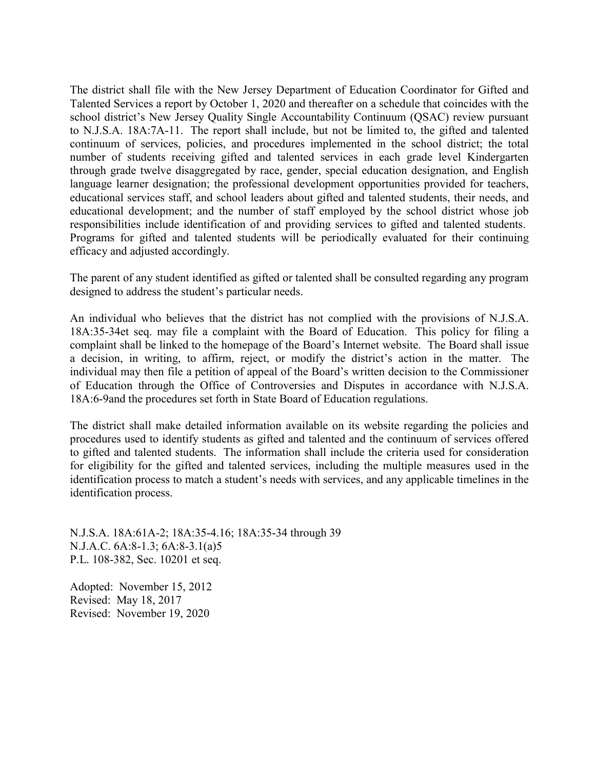The district shall file with the New Jersey Department of Education Coordinator for Gifted and Talented Services a report by October 1, 2020 and thereafter on a schedule that coincides with the school district's New Jersey Quality Single Accountability Continuum (QSAC) review pursuant to N.J.S.A. 18A:7A-11. The report shall include, but not be limited to, the gifted and talented continuum of services, policies, and procedures implemented in the school district; the total number of students receiving gifted and talented services in each grade level Kindergarten through grade twelve disaggregated by race, gender, special education designation, and English language learner designation; the professional development opportunities provided for teachers, educational services staff, and school leaders about gifted and talented students, their needs, and educational development; and the number of staff employed by the school district whose job responsibilities include identification of and providing services to gifted and talented students. Programs for gifted and talented students will be periodically evaluated for their continuing efficacy and adjusted accordingly.

The parent of any student identified as gifted or talented shall be consulted regarding any program designed to address the student's particular needs.

An individual who believes that the district has not complied with the provisions of N.J.S.A. 18A:35-34et seq. may file a complaint with the Board of Education. This policy for filing a complaint shall be linked to the homepage of the Board's Internet website. The Board shall issue a decision, in writing, to affirm, reject, or modify the district's action in the matter. The individual may then file a petition of appeal of the Board's written decision to the Commissioner of Education through the Office of Controversies and Disputes in accordance with N.J.S.A. 18A:6-9and the procedures set forth in State Board of Education regulations.

The district shall make detailed information available on its website regarding the policies and procedures used to identify students as gifted and talented and the continuum of services offered to gifted and talented students. The information shall include the criteria used for consideration for eligibility for the gifted and talented services, including the multiple measures used in the identification process to match a student's needs with services, and any applicable timelines in the identification process.

N.J.S.A. 18A:61A-2; 18A:35-4.16; 18A:35-34 through 39
N.J.A.C. 6A:8-1.3; 6A:8-3.1(a)5
P.L. 108-382, Sec. 10201 et seq.

Adopted: November 15, 2012
Revised: May 18, 2017
Revised: November 19, 2020